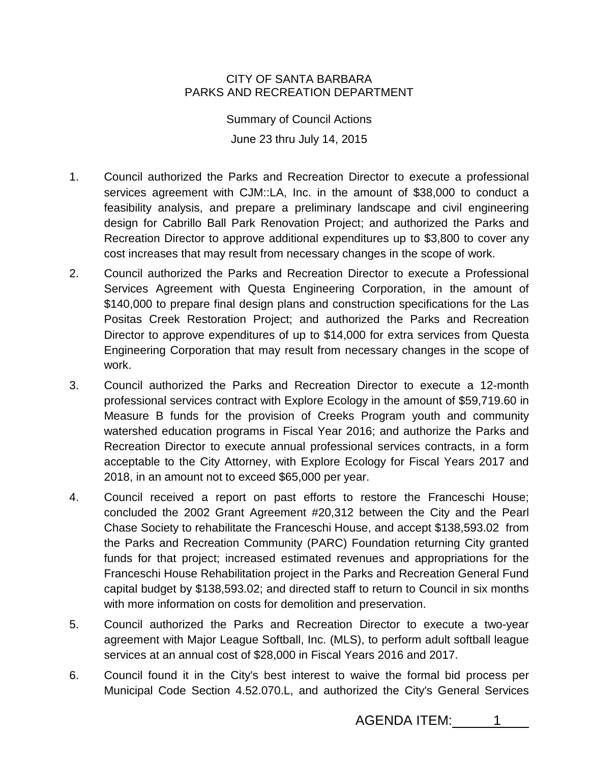CITY OF SANTA BARBARA
PARKS AND RECREATION DEPARTMENT

Summary of Council Actions

June 23 thru July 14, 2015

1. Council authorized the Parks and Recreation Director to execute a professional services agreement with CJM::LA, Inc. in the amount of $38,000 to conduct a feasibility analysis, and prepare a preliminary landscape and civil engineering design for Cabrillo Ball Park Renovation Project; and authorized the Parks and Recreation Director to approve additional expenditures up to $3,800 to cover any cost increases that may result from necessary changes in the scope of work.

2. Council authorized the Parks and Recreation Director to execute a Professional Services Agreement with Questa Engineering Corporation, in the amount of $140,000 to prepare final design plans and construction specifications for the Las Positas Creek Restoration Project; and authorized the Parks and Recreation Director to approve expenditures of up to $14,000 for extra services from Questa Engineering Corporation that may result from necessary changes in the scope of work.

3. Council authorized the Parks and Recreation Director to execute a 12-month professional services contract with Explore Ecology in the amount of $59,719.60 in Measure B funds for the provision of Creeks Program youth and community watershed education programs in Fiscal Year 2016; and authorize the Parks and Recreation Director to execute annual professional services contracts, in a form acceptable to the City Attorney, with Explore Ecology for Fiscal Years 2017 and 2018, in an amount not to exceed $65,000 per year.

4. Council received a report on past efforts to restore the Franceschi House; concluded the 2002 Grant Agreement #20,312 between the City and the Pearl Chase Society to rehabilitate the Franceschi House, and accept $138,593.02 from the Parks and Recreation Community (PARC) Foundation returning City granted funds for that project; increased estimated revenues and appropriations for the Franceschi House Rehabilitation project in the Parks and Recreation General Fund capital budget by $138,593.02; and directed staff to return to Council in six months with more information on costs for demolition and preservation.

5. Council authorized the Parks and Recreation Director to execute a two-year agreement with Major League Softball, Inc. (MLS), to perform adult softball league services at an annual cost of $28,000 in Fiscal Years 2016 and 2017.

6. Council found it in the City's best interest to waive the formal bid process per Municipal Code Section 4.52.070.L, and authorized the City's General Services

AGENDA ITEM: 1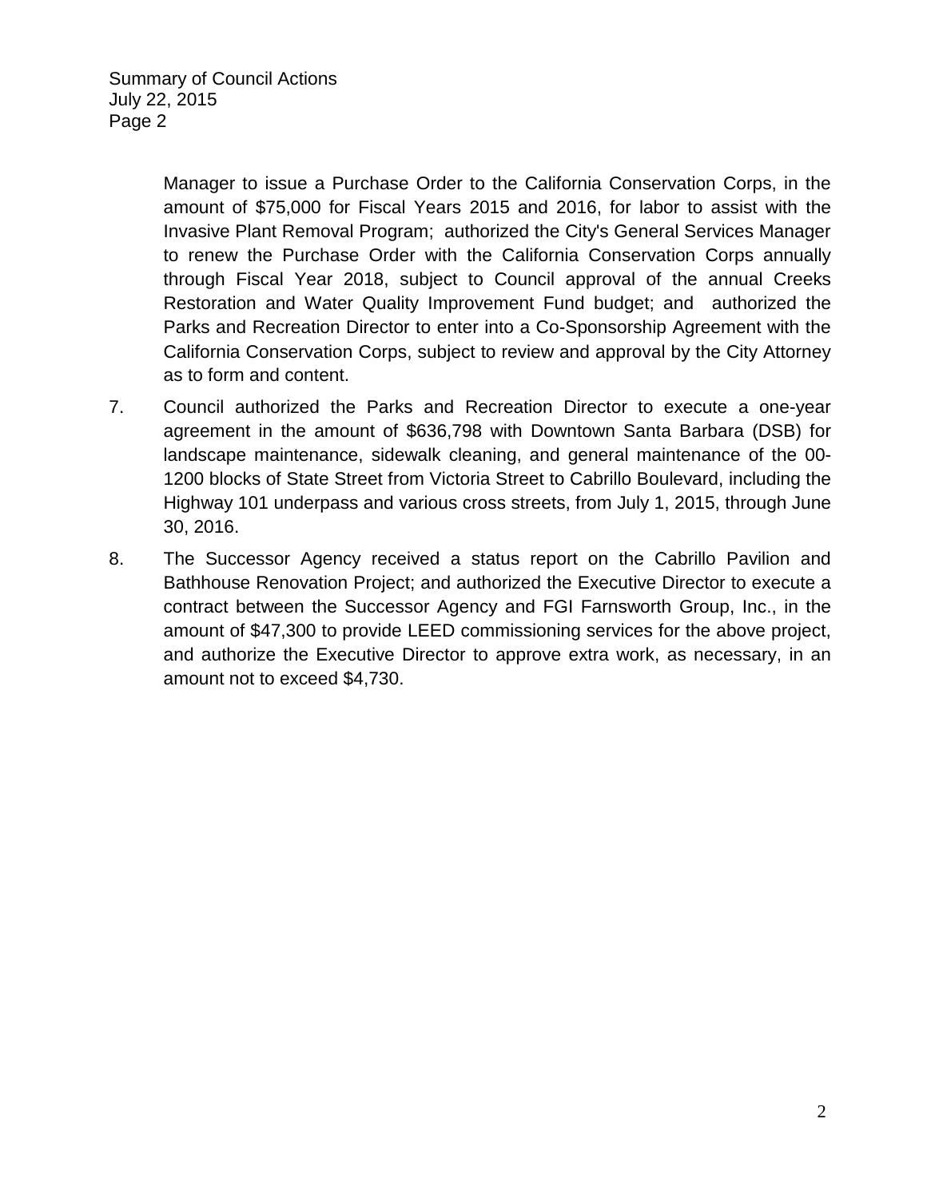Manager to issue a Purchase Order to the California Conservation Corps, in the amount of $75,000 for Fiscal Years 2015 and 2016, for labor to assist with the Invasive Plant Removal Program; authorized the City's General Services Manager to renew the Purchase Order with the California Conservation Corps annually through Fiscal Year 2018, subject to Council approval of the annual Creeks Restoration and Water Quality Improvement Fund budget; and authorized the Parks and Recreation Director to enter into a Co-Sponsorship Agreement with the California Conservation Corps, subject to review and approval by the City Attorney as to form and content.

7. Council authorized the Parks and Recreation Director to execute a one-year agreement in the amount of $636,798 with Downtown Santa Barbara (DSB) for landscape maintenance, sidewalk cleaning, and general maintenance of the 00-1200 blocks of State Street from Victoria Street to Cabrillo Boulevard, including the Highway 101 underpass and various cross streets, from July 1, 2015, through June 30, 2016.

8. The Successor Agency received a status report on the Cabrillo Pavilion and Bathhouse Renovation Project; and authorized the Executive Director to execute a contract between the Successor Agency and FGI Farnsworth Group, Inc., in the amount of $47,300 to provide LEED commissioning services for the above project, and authorize the Executive Director to approve extra work, as necessary, in an amount not to exceed $4,730.